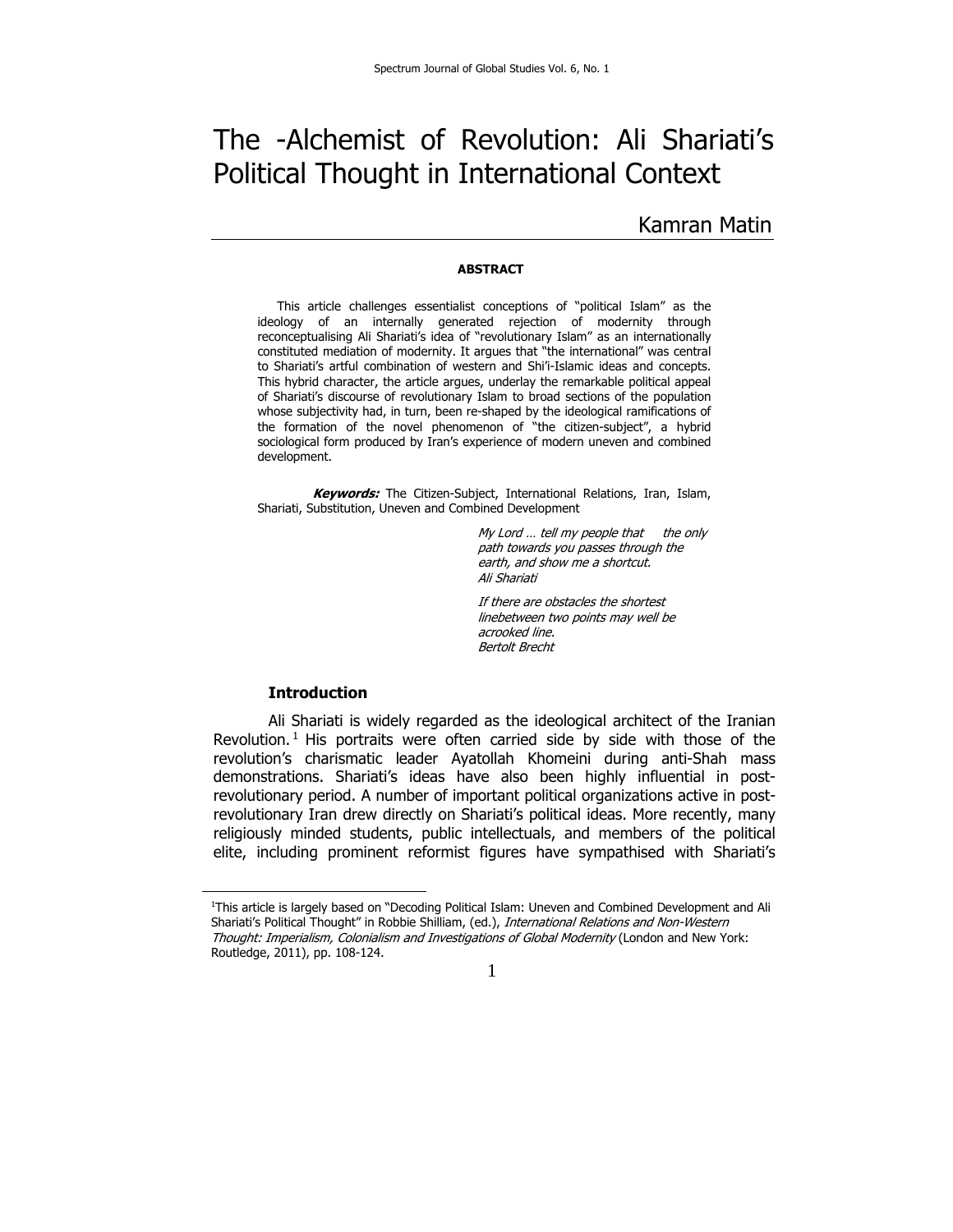# The -Alchemist of Revolution: Ali Shariati's Political Thought in International Context

Kamran Matin

**ABSTRACT**

This article challenges essentialist conceptions of "political Islam" as the ideology of an internally generated rejection of modernity through reconceptualising Ali Shariati's idea of "revolutionary Islam" as an internationally constituted mediation of modernity. It argues that "the international" was central to Shariati's artful combination of western and Shi'i-Islamic ideas and concepts. This hybrid character, the article argues, underlay the remarkable political appeal of Shariati's discourse of revolutionary Islam to broad sections of the population whose subjectivity had, in turn, been re-shaped by the ideological ramifications of the formation of the novel phenomenon of "the citizen-subject", a hybrid sociological form produced by Iran's experience of modern uneven and combined development.

***Keywords:*** The Citizen-Subject, International Relations, Iran, Islam, Shariati, Substitution, Uneven and Combined Development

> *My Lord … tell my people that the only path towards you passes through the earth, and show me a shortcut.*
> *Ali Shariati*
>
> *If there are obstacles the shortest linebetween two points may well be acrooked line.*
> *Bertolt Brecht*

## Introduction

Ali Shariati is widely regarded as the ideological architect of the Iranian Revolution.[1] His portraits were often carried side by side with those of the revolution's charismatic leader Ayatollah Khomeini during anti-Shah mass demonstrations. Shariati's ideas have also been highly influential in post-revolutionary period. A number of important political organizations active in post-revolutionary Iran drew directly on Shariati's political ideas. More recently, many religiously minded students, public intellectuals, and members of the political elite, including prominent reformist figures have sympathised with Shariati's

---

[1]This article is largely based on "Decoding Political Islam: Uneven and Combined Development and Ali Shariati's Political Thought" in Robbie Shilliam, (ed.), *International Relations and Non-Western Thought: Imperialism, Colonialism and Investigations of Global Modernity* (London and New York: Routledge, 2011), pp. 108-124.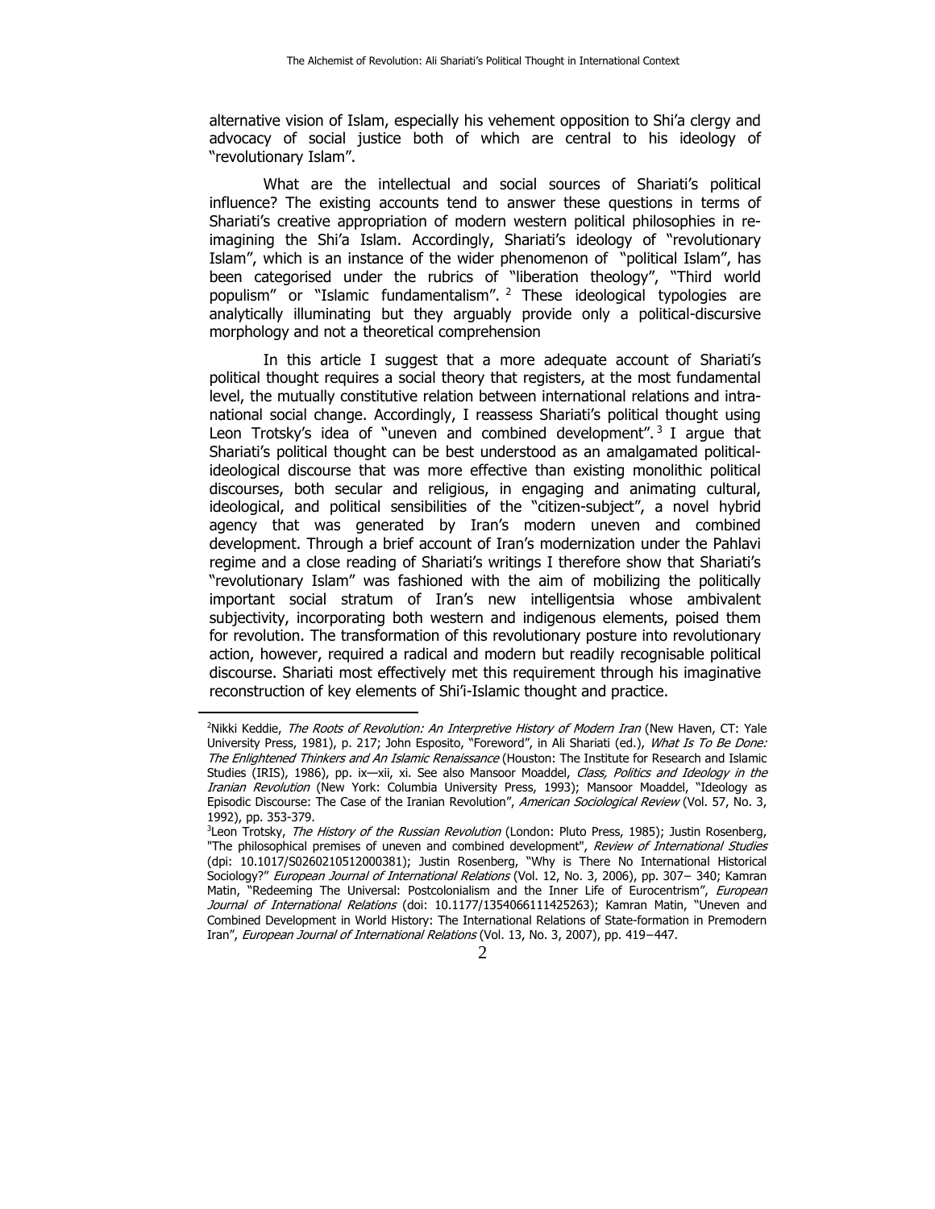alternative vision of Islam, especially his vehement opposition to Shi'a clergy and advocacy of social justice both of which are central to his ideology of "revolutionary Islam".

What are the intellectual and social sources of Shariati's political influence? The existing accounts tend to answer these questions in terms of Shariati's creative appropriation of modern western political philosophies in re-imagining the Shi'a Islam. Accordingly, Shariati's ideology of "revolutionary Islam", which is an instance of the wider phenomenon of "political Islam", has been categorised under the rubrics of "liberation theology", "Third world populism" or "Islamic fundamentalism".[2] These ideological typologies are analytically illuminating but they arguably provide only a political-discursive morphology and not a theoretical comprehension

In this article I suggest that a more adequate account of Shariati's political thought requires a social theory that registers, at the most fundamental level, the mutually constitutive relation between international relations and intra-national social change. Accordingly, I reassess Shariati's political thought using Leon Trotsky's idea of "uneven and combined development".[3] I argue that Shariati's political thought can be best understood as an amalgamated political-ideological discourse that was more effective than existing monolithic political discourses, both secular and religious, in engaging and animating cultural, ideological, and political sensibilities of the "citizen-subject", a novel hybrid agency that was generated by Iran's modern uneven and combined development. Through a brief account of Iran's modernization under the Pahlavi regime and a close reading of Shariati's writings I therefore show that Shariati's "revolutionary Islam" was fashioned with the aim of mobilizing the politically important social stratum of Iran's new intelligentsia whose ambivalent subjectivity, incorporating both western and indigenous elements, poised them for revolution. The transformation of this revolutionary posture into revolutionary action, however, required a radical and modern but readily recognisable political discourse. Shariati most effectively met this requirement through his imaginative reconstruction of key elements of Shi'i-Islamic thought and practice.

---

[2] Nikki Keddie, *The Roots of Revolution: An Interpretive History of Modern Iran* (New Haven, CT: Yale University Press, 1981), p. 217; John Esposito, "Foreword", in Ali Shariati (ed.), *What Is To Be Done: The Enlightened Thinkers and An Islamic Renaissance* (Houston: The Institute for Research and Islamic Studies (IRIS), 1986), pp. ix—xii, xi. See also Mansoor Moaddel, *Class, Politics and Ideology in the Iranian Revolution* (New York: Columbia University Press, 1993); Mansoor Moaddel, "Ideology as Episodic Discourse: The Case of the Iranian Revolution", *American Sociological Review* (Vol. 57, No. 3, 1992), pp. 353-379.

[3] Leon Trotsky, *The History of the Russian Revolution* (London: Pluto Press, 1985); Justin Rosenberg, "The philosophical premises of uneven and combined development", *Review of International Studies* (dpi: 10.1017/S0260210512000381); Justin Rosenberg, "Why is There No International Historical Sociology?" *European Journal of International Relations* (Vol. 12, No. 3, 2006), pp. 307– 340; Kamran Matin, "Redeeming The Universal: Postcolonialism and the Inner Life of Eurocentrism", *European Journal of International Relations* (doi: 10.1177/1354066111425263); Kamran Matin, "Uneven and Combined Development in World History: The International Relations of State-formation in Premodern Iran", *European Journal of International Relations* (Vol. 13, No. 3, 2007), pp. 419–447.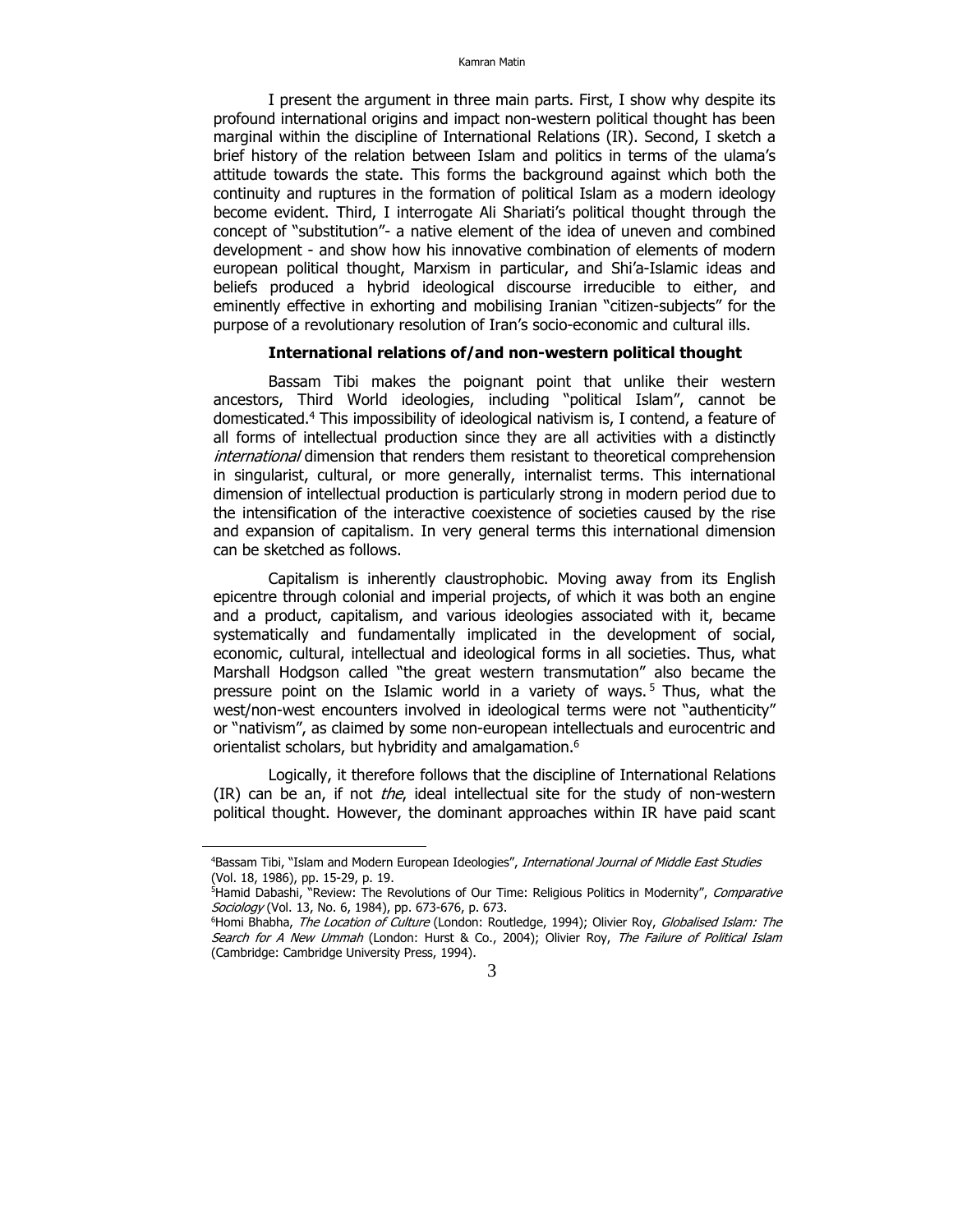I present the argument in three main parts. First, I show why despite its profound international origins and impact non-western political thought has been marginal within the discipline of International Relations (IR). Second, I sketch a brief history of the relation between Islam and politics in terms of the ulama's attitude towards the state. This forms the background against which both the continuity and ruptures in the formation of political Islam as a modern ideology become evident. Third, I interrogate Ali Shariati's political thought through the concept of "substitution"- a native element of the idea of uneven and combined development - and show how his innovative combination of elements of modern european political thought, Marxism in particular, and Shi'a-Islamic ideas and beliefs produced a hybrid ideological discourse irreducible to either, and eminently effective in exhorting and mobilising Iranian "citizen-subjects" for the purpose of a revolutionary resolution of Iran's socio-economic and cultural ills.

## International relations of/and non-western political thought

Bassam Tibi makes the poignant point that unlike their western ancestors, Third World ideologies, including "political Islam", cannot be domesticated.[4] This impossibility of ideological nativism is, I contend, a feature of all forms of intellectual production since they are all activities with a distinctly *international* dimension that renders them resistant to theoretical comprehension in singularist, cultural, or more generally, internalist terms. This international dimension of intellectual production is particularly strong in modern period due to the intensification of the interactive coexistence of societies caused by the rise and expansion of capitalism. In very general terms this international dimension can be sketched as follows.

Capitalism is inherently claustrophobic. Moving away from its English epicentre through colonial and imperial projects, of which it was both an engine and a product, capitalism, and various ideologies associated with it, became systematically and fundamentally implicated in the development of social, economic, cultural, intellectual and ideological forms in all societies. Thus, what Marshall Hodgson called "the great western transmutation" also became the pressure point on the Islamic world in a variety of ways.[5] Thus, what the west/non-west encounters involved in ideological terms were not "authenticity" or "nativism", as claimed by some non-european intellectuals and eurocentric and orientalist scholars, but hybridity and amalgamation.[6]

Logically, it therefore follows that the discipline of International Relations (IR) can be an, if not *the*, ideal intellectual site for the study of non-western political thought. However, the dominant approaches within IR have paid scant

---

[4]Bassam Tibi, "Islam and Modern European Ideologies", *International Journal of Middle East Studies* (Vol. 18, 1986), pp. 15-29, p. 19.

[5]Hamid Dabashi, "Review: The Revolutions of Our Time: Religious Politics in Modernity", *Comparative Sociology* (Vol. 13, No. 6, 1984), pp. 673-676, p. 673.

[6]Homi Bhabha, *The Location of Culture* (London: Routledge, 1994); Olivier Roy, *Globalised Islam: The Search for A New Ummah* (London: Hurst & Co., 2004); Olivier Roy, *The Failure of Political Islam* (Cambridge: Cambridge University Press, 1994).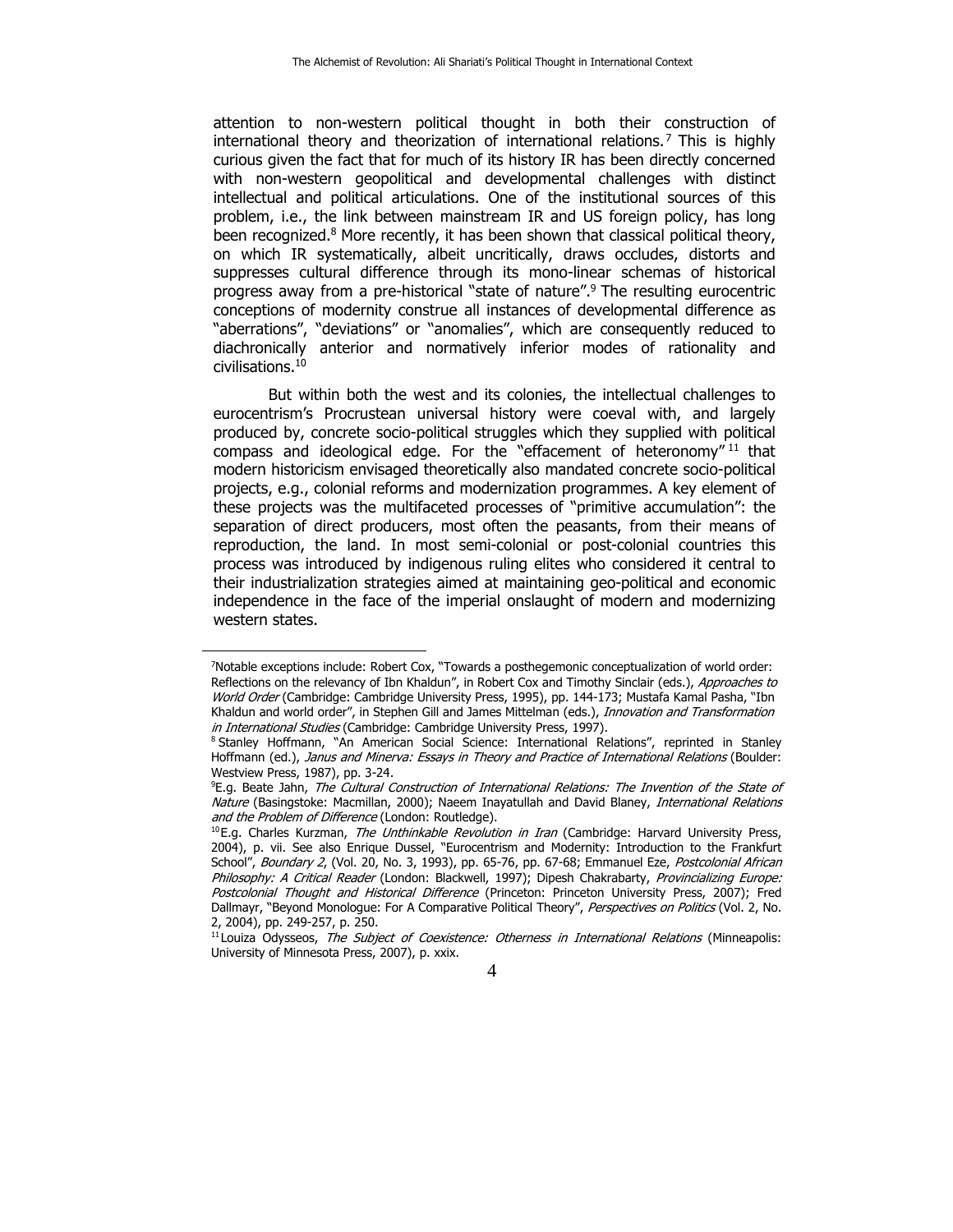attention to non-western political thought in both their construction of international theory and theorization of international relations.[7] This is highly curious given the fact that for much of its history IR has been directly concerned with non-western geopolitical and developmental challenges with distinct intellectual and political articulations. One of the institutional sources of this problem, i.e., the link between mainstream IR and US foreign policy, has long been recognized.[8] More recently, it has been shown that classical political theory, on which IR systematically, albeit uncritically, draws occludes, distorts and suppresses cultural difference through its mono-linear schemas of historical progress away from a pre-historical "state of nature".[9] The resulting eurocentric conceptions of modernity construe all instances of developmental difference as "aberrations", "deviations" or "anomalies", which are consequently reduced to diachronically anterior and normatively inferior modes of rationality and civilisations.[10]

But within both the west and its colonies, the intellectual challenges to eurocentrism's Procrustean universal history were coeval with, and largely produced by, concrete socio-political struggles which they supplied with political compass and ideological edge. For the "effacement of heteronomy"[11] that modern historicism envisaged theoretically also mandated concrete socio-political projects, e.g., colonial reforms and modernization programmes. A key element of these projects was the multifaceted processes of "primitive accumulation": the separation of direct producers, most often the peasants, from their means of reproduction, the land. In most semi-colonial or post-colonial countries this process was introduced by indigenous ruling elites who considered it central to their industrialization strategies aimed at maintaining geo-political and economic independence in the face of the imperial onslaught of modern and modernizing western states.

---

[7] Notable exceptions include: Robert Cox, "Towards a posthegemonic conceptualization of world order: Reflections on the relevancy of Ibn Khaldun", in Robert Cox and Timothy Sinclair (eds.), *Approaches to World Order* (Cambridge: Cambridge University Press, 1995), pp. 144-173; Mustafa Kamal Pasha, "Ibn Khaldun and world order", in Stephen Gill and James Mittelman (eds.), *Innovation and Transformation in International Studies* (Cambridge: Cambridge University Press, 1997).

[8] Stanley Hoffmann, "An American Social Science: International Relations", reprinted in Stanley Hoffmann (ed.), *Janus and Minerva: Essays in Theory and Practice of International Relations* (Boulder: Westview Press, 1987), pp. 3-24.

[9] E.g. Beate Jahn, *The Cultural Construction of International Relations: The Invention of the State of Nature* (Basingstoke: Macmillan, 2000); Naeem Inayatullah and David Blaney, *International Relations and the Problem of Difference* (London: Routledge).

[10] E.g. Charles Kurzman, *The Unthinkable Revolution in Iran* (Cambridge: Harvard University Press, 2004), p. vii. See also Enrique Dussel, "Eurocentrism and Modernity: Introduction to the Frankfurt School", *Boundary 2*, (Vol. 20, No. 3, 1993), pp. 65-76, pp. 67-68; Emmanuel Eze, *Postcolonial African Philosophy: A Critical Reader* (London: Blackwell, 1997); Dipesh Chakrabarty, *Provincializing Europe: Postcolonial Thought and Historical Difference* (Princeton: Princeton University Press, 2007); Fred Dallmayr, "Beyond Monologue: For A Comparative Political Theory", *Perspectives on Politics* (Vol. 2, No. 2, 2004), pp. 249-257, p. 250.

[11] Louiza Odysseos, *The Subject of Coexistence: Otherness in International Relations* (Minneapolis: University of Minnesota Press, 2007), p. xxix.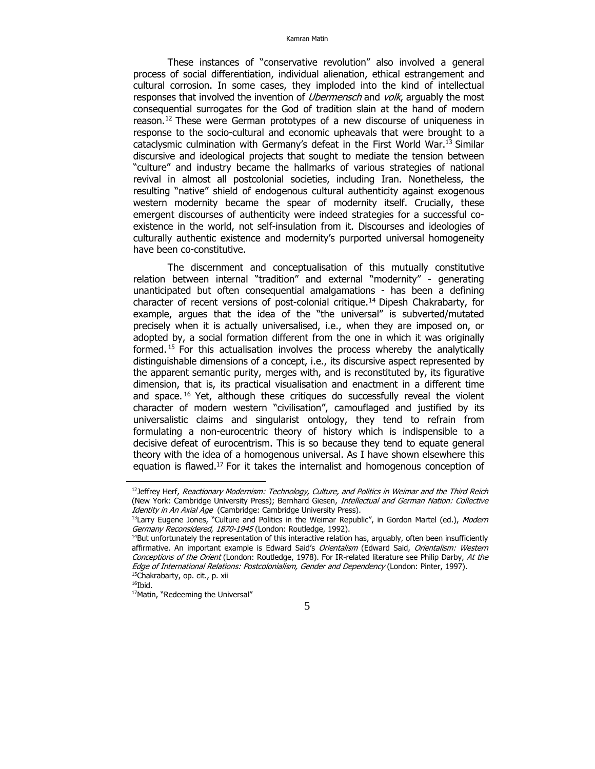These instances of "conservative revolution" also involved a general process of social differentiation, individual alienation, ethical estrangement and cultural corrosion. In some cases, they imploded into the kind of intellectual responses that involved the invention of *Ubermensch* and *volk*, arguably the most consequential surrogates for the God of tradition slain at the hand of modern reason.[12] These were German prototypes of a new discourse of uniqueness in response to the socio-cultural and economic upheavals that were brought to a cataclysmic culmination with Germany's defeat in the First World War.[13] Similar discursive and ideological projects that sought to mediate the tension between "culture" and industry became the hallmarks of various strategies of national revival in almost all postcolonial societies, including Iran. Nonetheless, the resulting "native" shield of endogenous cultural authenticity against exogenous western modernity became the spear of modernity itself. Crucially, these emergent discourses of authenticity were indeed strategies for a successful co-existence in the world, not self-insulation from it. Discourses and ideologies of culturally authentic existence and modernity's purported universal homogeneity have been co-constitutive.

The discernment and conceptualisation of this mutually constitutive relation between internal "tradition" and external "modernity" - generating unanticipated but often consequential amalgamations - has been a defining character of recent versions of post-colonial critique.[14] Dipesh Chakrabarty, for example, argues that the idea of the "the universal" is subverted/mutated precisely when it is actually universalised, i.e., when they are imposed on, or adopted by, a social formation different from the one in which it was originally formed.[15] For this actualisation involves the process whereby the analytically distinguishable dimensions of a concept, i.e., its discursive aspect represented by the apparent semantic purity, merges with, and is reconstituted by, its figurative dimension, that is, its practical visualisation and enactment in a different time and space.[16] Yet, although these critiques do successfully reveal the violent character of modern western "civilisation", camouflaged and justified by its universalistic claims and singularist ontology, they tend to refrain from formulating a non-eurocentric theory of history which is indispensible to a decisive defeat of eurocentrism. This is so because they tend to equate general theory with the idea of a homogenous universal. As I have shown elsewhere this equation is flawed.[17] For it takes the internalist and homogenous conception of

---

[12] Jeffrey Herf, *Reactionary Modernism: Technology, Culture, and Politics in Weimar and the Third Reich* (New York: Cambridge University Press); Bernhard Giesen, *Intellectual and German Nation: Collective Identity in An Axial Age* (Cambridge: Cambridge University Press).

[13] Larry Eugene Jones, "Culture and Politics in the Weimar Republic", in Gordon Martel (ed.), *Modern Germany Reconsidered, 1870-1945* (London: Routledge, 1992).

[14] But unfortunately the representation of this interactive relation has, arguably, often been insufficiently affirmative. An important example is Edward Said's *Orientalism* (Edward Said, *Orientalism: Western Conceptions of the Orient* (London: Routledge, 1978). For IR-related literature see Philip Darby, *At the Edge of International Relations: Postcolonialism, Gender and Dependency* (London: Pinter, 1997).

[15] Chakrabarty, op. cit., p. xii

[16] Ibid.

[17] Matin, "Redeeming the Universal"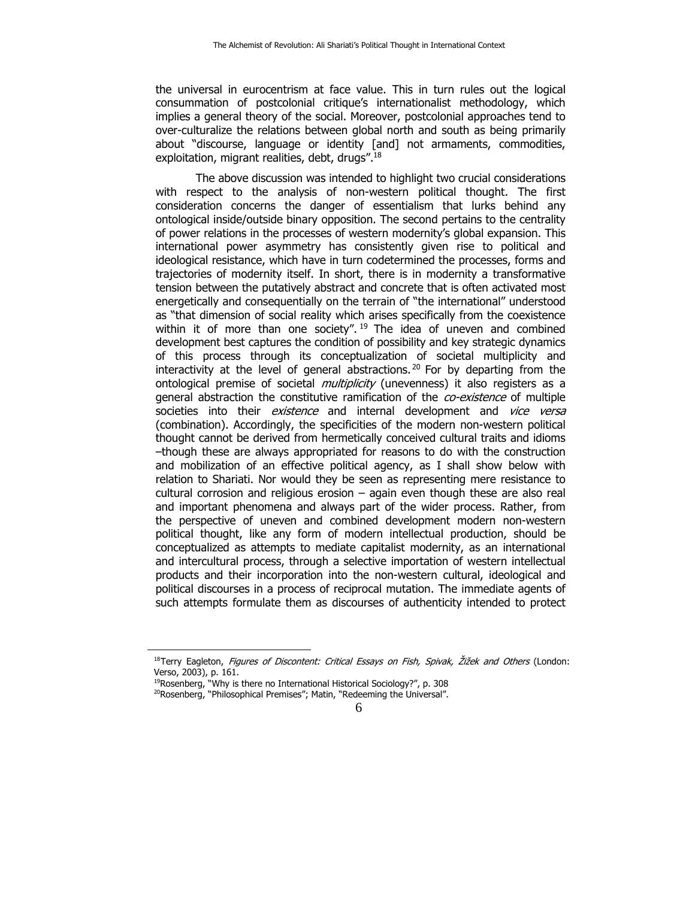the universal in eurocentrism at face value. This in turn rules out the logical consummation of postcolonial critique's internationalist methodology, which implies a general theory of the social. Moreover, postcolonial approaches tend to over-culturalize the relations between global north and south as being primarily about "discourse, language or identity [and] not armaments, commodities, exploitation, migrant realities, debt, drugs".[18]

The above discussion was intended to highlight two crucial considerations with respect to the analysis of non-western political thought. The first consideration concerns the danger of essentialism that lurks behind any ontological inside/outside binary opposition. The second pertains to the centrality of power relations in the processes of western modernity's global expansion. This international power asymmetry has consistently given rise to political and ideological resistance, which have in turn codetermined the processes, forms and trajectories of modernity itself. In short, there is in modernity a transformative tension between the putatively abstract and concrete that is often activated most energetically and consequentially on the terrain of "the international" understood as "that dimension of social reality which arises specifically from the coexistence within it of more than one society".[19] The idea of uneven and combined development best captures the condition of possibility and key strategic dynamics of this process through its conceptualization of societal multiplicity and interactivity at the level of general abstractions.[20] For by departing from the ontological premise of societal *multiplicity* (unevenness) it also registers as a general abstraction the constitutive ramification of the *co-existence* of multiple societies into their *existence* and internal development and *vice versa* (combination). Accordingly, the specificities of the modern non-western political thought cannot be derived from hermetically conceived cultural traits and idioms –though these are always appropriated for reasons to do with the construction and mobilization of an effective political agency, as I shall show below with relation to Shariati. Nor would they be seen as representing mere resistance to cultural corrosion and religious erosion – again even though these are also real and important phenomena and always part of the wider process. Rather, from the perspective of uneven and combined development modern non-western political thought, like any form of modern intellectual production, should be conceptualized as attempts to mediate capitalist modernity, as an international and intercultural process, through a selective importation of western intellectual products and their incorporation into the non-western cultural, ideological and political discourses in a process of reciprocal mutation. The immediate agents of such attempts formulate them as discourses of authenticity intended to protect

---

[18]Terry Eagleton, *Figures of Discontent: Critical Essays on Fish, Spivak, Žižek and Others* (London: Verso, 2003), p. 161.

[19]Rosenberg, "Why is there no International Historical Sociology?", p. 308

[20]Rosenberg, "Philosophical Premises"; Matin, "Redeeming the Universal".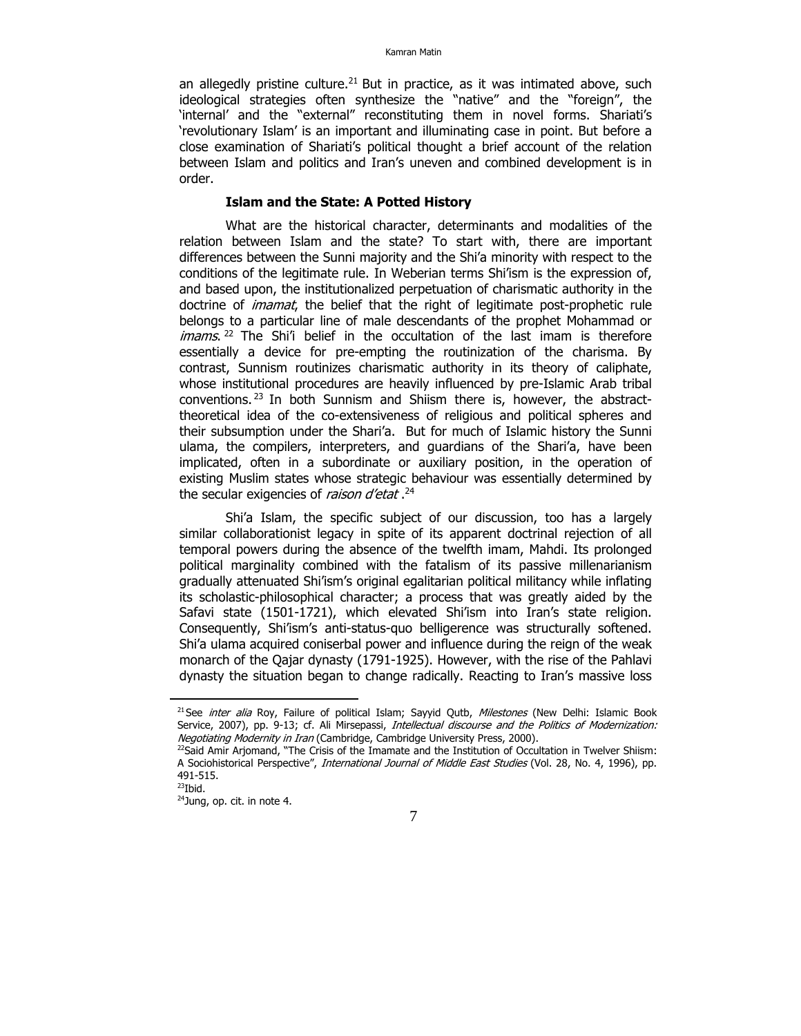an allegedly pristine culture.[21] But in practice, as it was intimated above, such ideological strategies often synthesize the "native" and the "foreign", the 'internal' and the "external" reconstituting them in novel forms. Shariati's 'revolutionary Islam' is an important and illuminating case in point. But before a close examination of Shariati's political thought a brief account of the relation between Islam and politics and Iran's uneven and combined development is in order.

### Islam and the State: A Potted History

What are the historical character, determinants and modalities of the relation between Islam and the state? To start with, there are important differences between the Sunni majority and the Shi'a minority with respect to the conditions of the legitimate rule. In Weberian terms Shi'ism is the expression of, and based upon, the institutionalized perpetuation of charismatic authority in the doctrine of *imamat*, the belief that the right of legitimate post-prophetic rule belongs to a particular line of male descendants of the prophet Mohammad or *imams*.[22] The Shi'i belief in the occultation of the last imam is therefore essentially a device for pre-empting the routinization of the charisma. By contrast, Sunnism routinizes charismatic authority in its theory of caliphate, whose institutional procedures are heavily influenced by pre-Islamic Arab tribal conventions.[23] In both Sunnism and Shiism there is, however, the abstract-theoretical idea of the co-extensiveness of religious and political spheres and their subsumption under the Shari'a. But for much of Islamic history the Sunni ulama, the compilers, interpreters, and guardians of the Shari'a, have been implicated, often in a subordinate or auxiliary position, in the operation of existing Muslim states whose strategic behaviour was essentially determined by the secular exigencies of *raison d'etat*.[24]

Shi'a Islam, the specific subject of our discussion, too has a largely similar collaborationist legacy in spite of its apparent doctrinal rejection of all temporal powers during the absence of the twelfth imam, Mahdi. Its prolonged political marginality combined with the fatalism of its passive millenarianism gradually attenuated Shi'ism's original egalitarian political militancy while inflating its scholastic-philosophical character; a process that was greatly aided by the Safavi state (1501-1721), which elevated Shi'ism into Iran's state religion. Consequently, Shi'ism's anti-status-quo belligerence was structurally softened. Shi'a ulama acquired coniserbal power and influence during the reign of the weak monarch of the Qajar dynasty (1791-1925). However, with the rise of the Pahlavi dynasty the situation began to change radically. Reacting to Iran's massive loss

---

[21] See *inter alia* Roy, Failure of political Islam; Sayyid Qutb, *Milestones* (New Delhi: Islamic Book Service, 2007), pp. 9-13; cf. Ali Mirsepassi, *Intellectual discourse and the Politics of Modernization: Negotiating Modernity in Iran* (Cambridge, Cambridge University Press, 2000).

[22] Said Amir Arjomand, "The Crisis of the Imamate and the Institution of Occultation in Twelver Shiism: A Sociohistorical Perspective", *International Journal of Middle East Studies* (Vol. 28, No. 4, 1996), pp. 491-515.

[23] Ibid.

[24] Jung, op. cit. in note 4.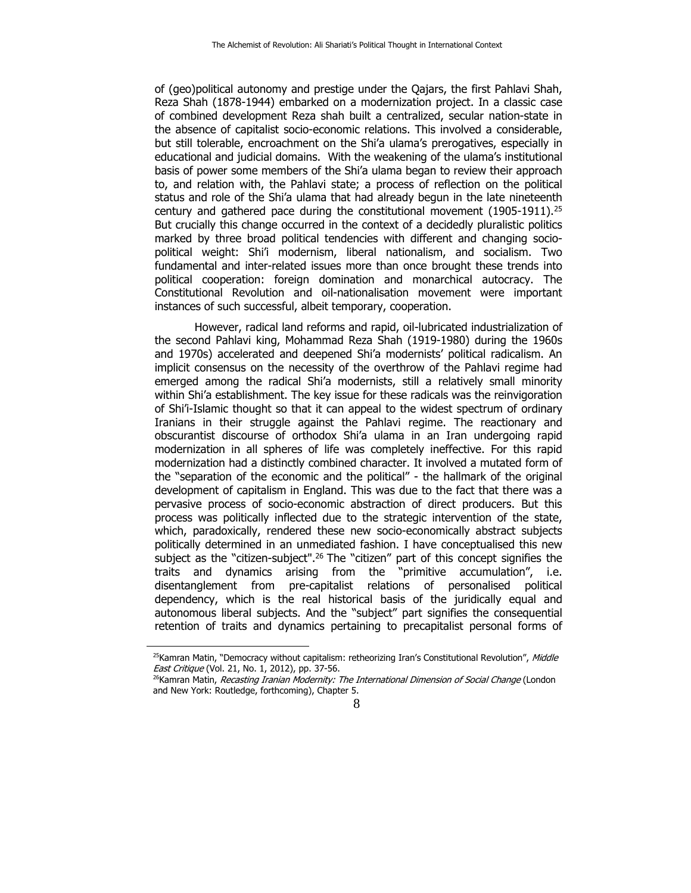of (geo)political autonomy and prestige under the Qajars, the first Pahlavi Shah, Reza Shah (1878-1944) embarked on a modernization project. In a classic case of combined development Reza shah built a centralized, secular nation-state in the absence of capitalist socio-economic relations. This involved a considerable, but still tolerable, encroachment on the Shi'a ulama's prerogatives, especially in educational and judicial domains. With the weakening of the ulama's institutional basis of power some members of the Shi'a ulama began to review their approach to, and relation with, the Pahlavi state; a process of reflection on the political status and role of the Shi'a ulama that had already begun in the late nineteenth century and gathered pace during the constitutional movement (1905-1911).[25] But crucially this change occurred in the context of a decidedly pluralistic politics marked by three broad political tendencies with different and changing socio-political weight: Shi'i modernism, liberal nationalism, and socialism. Two fundamental and inter-related issues more than once brought these trends into political cooperation: foreign domination and monarchical autocracy. The Constitutional Revolution and oil-nationalisation movement were important instances of such successful, albeit temporary, cooperation.

However, radical land reforms and rapid, oil-lubricated industrialization of the second Pahlavi king, Mohammad Reza Shah (1919-1980) during the 1960s and 1970s) accelerated and deepened Shi'a modernists' political radicalism. An implicit consensus on the necessity of the overthrow of the Pahlavi regime had emerged among the radical Shi'a modernists, still a relatively small minority within Shi'a establishment. The key issue for these radicals was the reinvigoration of Shi'i-Islamic thought so that it can appeal to the widest spectrum of ordinary Iranians in their struggle against the Pahlavi regime. The reactionary and obscurantist discourse of orthodox Shi'a ulama in an Iran undergoing rapid modernization in all spheres of life was completely ineffective. For this rapid modernization had a distinctly combined character. It involved a mutated form of the "separation of the economic and the political" - the hallmark of the original development of capitalism in England. This was due to the fact that there was a pervasive process of socio-economic abstraction of direct producers. But this process was politically inflected due to the strategic intervention of the state, which, paradoxically, rendered these new socio-economically abstract subjects politically determined in an unmediated fashion. I have conceptualised this new subject as the "citizen-subject".[26] The "citizen" part of this concept signifies the traits and dynamics arising from the "primitive accumulation", i.e. disentanglement from pre-capitalist relations of personalised political dependency, which is the real historical basis of the juridically equal and autonomous liberal subjects. And the "subject" part signifies the consequential retention of traits and dynamics pertaining to precapitalist personal forms of

---

[25] Kamran Matin, "Democracy without capitalism: retheorizing Iran's Constitutional Revolution", *Middle East Critique* (Vol. 21, No. 1, 2012), pp. 37-56.

[26] Kamran Matin, *Recasting Iranian Modernity: The International Dimension of Social Change* (London and New York: Routledge, forthcoming), Chapter 5.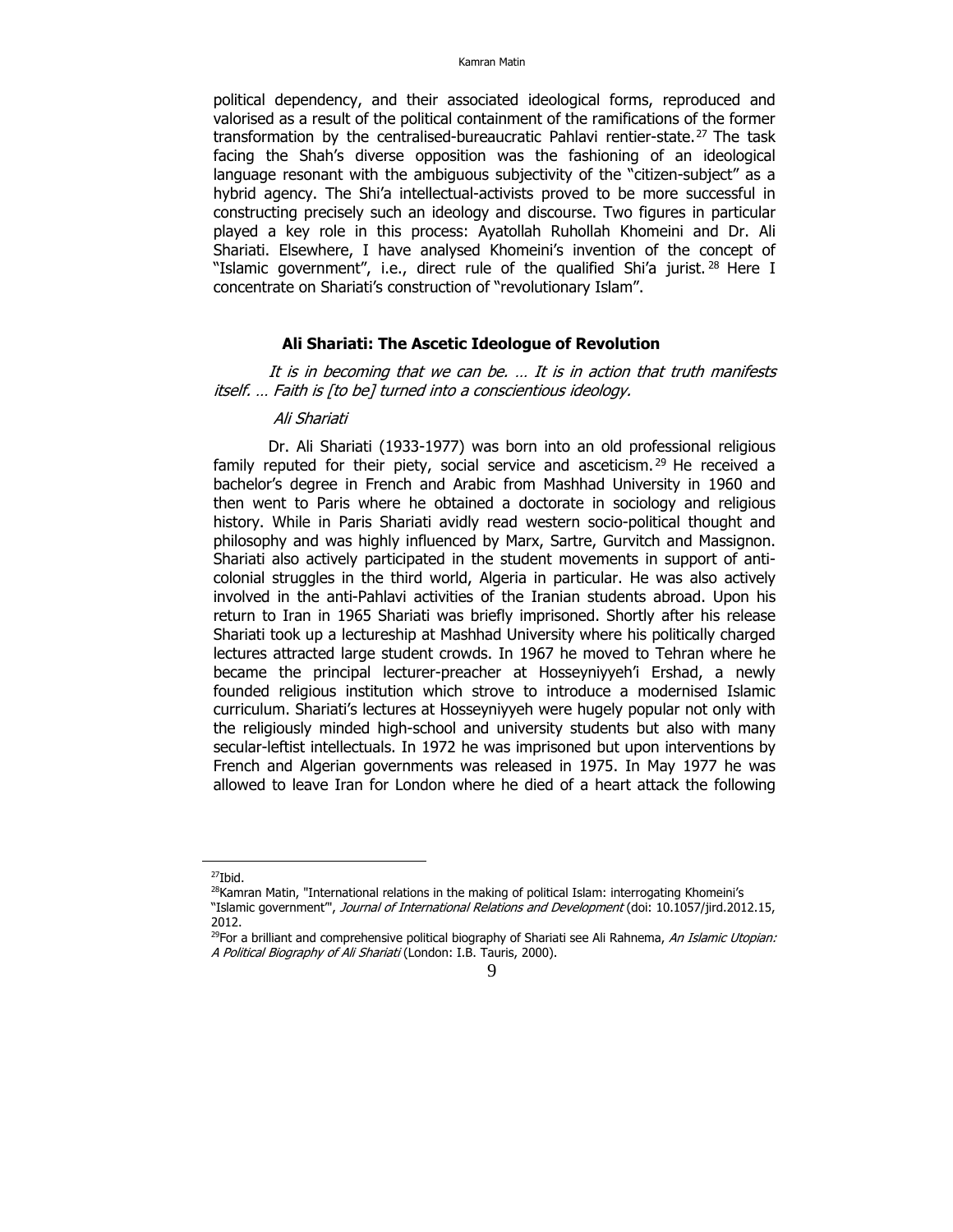political dependency, and their associated ideological forms, reproduced and valorised as a result of the political containment of the ramifications of the former transformation by the centralised-bureaucratic Pahlavi rentier-state.[27] The task facing the Shah's diverse opposition was the fashioning of an ideological language resonant with the ambiguous subjectivity of the "citizen-subject" as a hybrid agency. The Shi'a intellectual-activists proved to be more successful in constructing precisely such an ideology and discourse. Two figures in particular played a key role in this process: Ayatollah Ruhollah Khomeini and Dr. Ali Shariati. Elsewhere, I have analysed Khomeini's invention of the concept of "Islamic government", i.e., direct rule of the qualified Shi'a jurist.[28] Here I concentrate on Shariati's construction of "revolutionary Islam".

### Ali Shariati: The Ascetic Ideologue of Revolution

*It is in becoming that we can be. … It is in action that truth manifests itself. … Faith is [to be] turned into a conscientious ideology.*

*Ali Shariati*

Dr. Ali Shariati (1933-1977) was born into an old professional religious family reputed for their piety, social service and asceticism.[29] He received a bachelor's degree in French and Arabic from Mashhad University in 1960 and then went to Paris where he obtained a doctorate in sociology and religious history. While in Paris Shariati avidly read western socio-political thought and philosophy and was highly influenced by Marx, Sartre, Gurvitch and Massignon. Shariati also actively participated in the student movements in support of anti-colonial struggles in the third world, Algeria in particular. He was also actively involved in the anti-Pahlavi activities of the Iranian students abroad. Upon his return to Iran in 1965 Shariati was briefly imprisoned. Shortly after his release Shariati took up a lectureship at Mashhad University where his politically charged lectures attracted large student crowds. In 1967 he moved to Tehran where he became the principal lecturer-preacher at Hosseyniyyeh'i Ershad, a newly founded religious institution which strove to introduce a modernised Islamic curriculum. Shariati's lectures at Hosseyniyyeh were hugely popular not only with the religiously minded high-school and university students but also with many secular-leftist intellectuals. In 1972 he was imprisoned but upon interventions by French and Algerian governments was released in 1975. In May 1977 he was allowed to leave Iran for London where he died of a heart attack the following

---

[27] Ibid.

[28] Kamran Matin, "International relations in the making of political Islam: interrogating Khomeini's "Islamic government"", *Journal of International Relations and Development* (doi: 10.1057/jird.2012.15, 2012.

[29] For a brilliant and comprehensive political biography of Shariati see Ali Rahnema, *An Islamic Utopian: A Political Biography of Ali Shariati* (London: I.B. Tauris, 2000).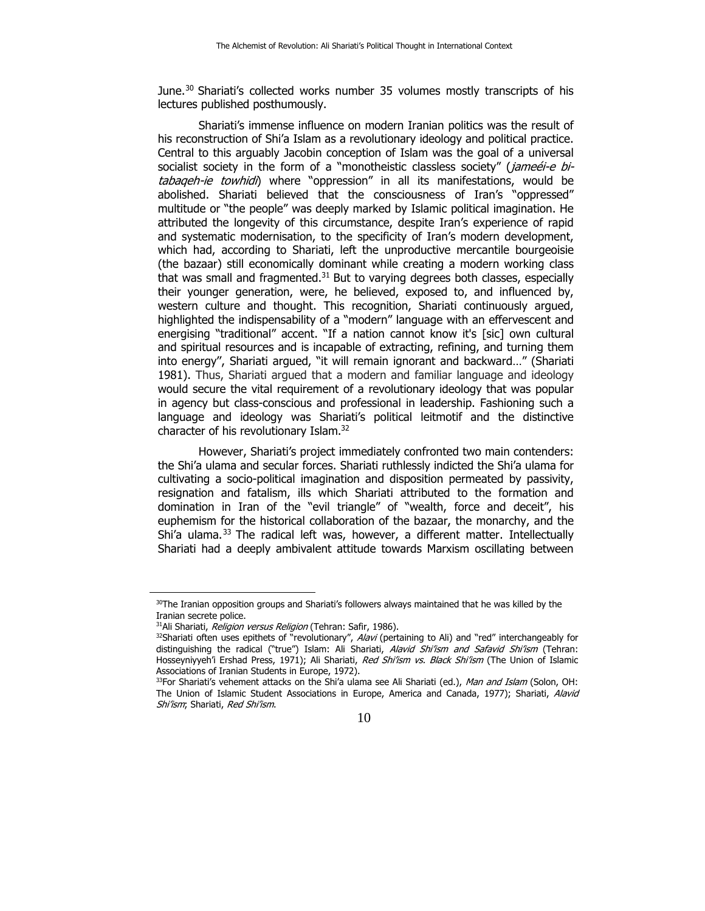June.[30] Shariati's collected works number 35 volumes mostly transcripts of his lectures published posthumously.

Shariati's immense influence on modern Iranian politics was the result of his reconstruction of Shi'a Islam as a revolutionary ideology and political practice. Central to this arguably Jacobin conception of Islam was the goal of a universal socialist society in the form of a "monotheistic classless society" (*jameéi-e bi-tabaqeh-ie towhidi*) where "oppression" in all its manifestations, would be abolished. Shariati believed that the consciousness of Iran's "oppressed" multitude or "the people" was deeply marked by Islamic political imagination. He attributed the longevity of this circumstance, despite Iran's experience of rapid and systematic modernisation, to the specificity of Iran's modern development, which had, according to Shariati, left the unproductive mercantile bourgeoisie (the bazaar) still economically dominant while creating a modern working class that was small and fragmented.[31] But to varying degrees both classes, especially their younger generation, were, he believed, exposed to, and influenced by, western culture and thought. This recognition, Shariati continuously argued, highlighted the indispensability of a "modern" language with an effervescent and energising "traditional" accent. "If a nation cannot know it's [sic] own cultural and spiritual resources and is incapable of extracting, refining, and turning them into energy", Shariati argued, "it will remain ignorant and backward…" (Shariati 1981). Thus, Shariati argued that a modern and familiar language and ideology would secure the vital requirement of a revolutionary ideology that was popular in agency but class-conscious and professional in leadership. Fashioning such a language and ideology was Shariati's political leitmotif and the distinctive character of his revolutionary Islam.[32]

However, Shariati's project immediately confronted two main contenders: the Shi'a ulama and secular forces. Shariati ruthlessly indicted the Shi'a ulama for cultivating a socio-political imagination and disposition permeated by passivity, resignation and fatalism, ills which Shariati attributed to the formation and domination in Iran of the "evil triangle" of "wealth, force and deceit", his euphemism for the historical collaboration of the bazaar, the monarchy, and the Shi'a ulama.[33] The radical left was, however, a different matter. Intellectually Shariati had a deeply ambivalent attitude towards Marxism oscillating between

---

[30] The Iranian opposition groups and Shariati's followers always maintained that he was killed by the Iranian secrete police.

[31] Ali Shariati, *Religion versus Religion* (Tehran: Safir, 1986).

[32] Shariati often uses epithets of "revolutionary", *Alavi* (pertaining to Ali) and "red" interchangeably for distinguishing the radical ("true") Islam: Ali Shariati, *Alavid Shi'ism and Safavid Shi'ism* (Tehran: Hosseyniyyeh'i Ershad Press, 1971); Ali Shariati, *Red Shi'ism vs. Black Shi'ism* (The Union of Islamic Associations of Iranian Students in Europe, 1972).

[33] For Shariati's vehement attacks on the Shi'a ulama see Ali Shariati (ed.), *Man and Islam* (Solon, OH: The Union of Islamic Student Associations in Europe, America and Canada, 1977); Shariati, *Alavid Shi'ism*; Shariati, *Red Shi'ism*.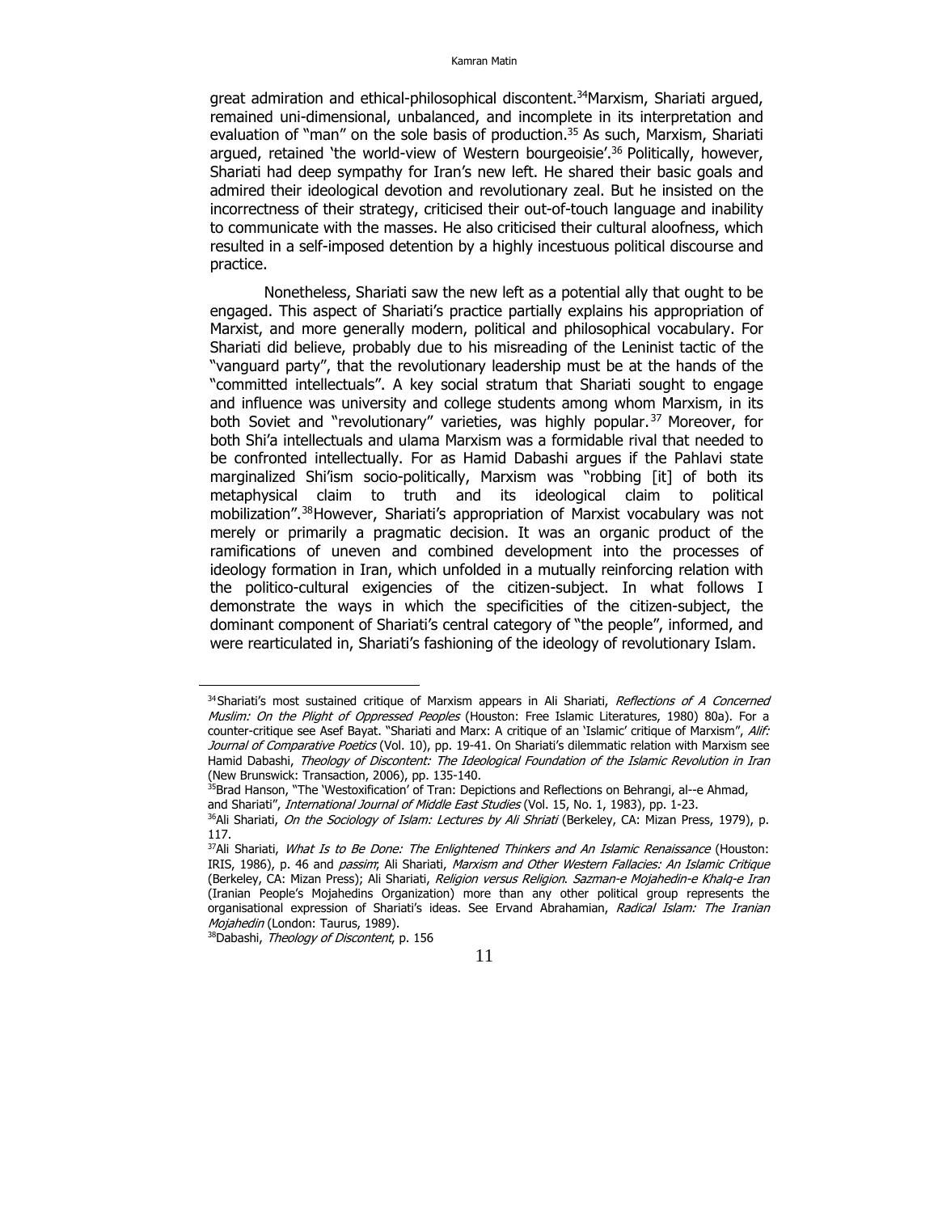great admiration and ethical-philosophical discontent.[34]Marxism, Shariati argued, remained uni-dimensional, unbalanced, and incomplete in its interpretation and evaluation of "man" on the sole basis of production.[35] As such, Marxism, Shariati argued, retained 'the world-view of Western bourgeoisie'.[36] Politically, however, Shariati had deep sympathy for Iran's new left. He shared their basic goals and admired their ideological devotion and revolutionary zeal. But he insisted on the incorrectness of their strategy, criticised their out-of-touch language and inability to communicate with the masses. He also criticised their cultural aloofness, which resulted in a self-imposed detention by a highly incestuous political discourse and practice.

Nonetheless, Shariati saw the new left as a potential ally that ought to be engaged. This aspect of Shariati's practice partially explains his appropriation of Marxist, and more generally modern, political and philosophical vocabulary. For Shariati did believe, probably due to his misreading of the Leninist tactic of the "vanguard party", that the revolutionary leadership must be at the hands of the "committed intellectuals". A key social stratum that Shariati sought to engage and influence was university and college students among whom Marxism, in its both Soviet and "revolutionary" varieties, was highly popular.[37] Moreover, for both Shi'a intellectuals and ulama Marxism was a formidable rival that needed to be confronted intellectually. For as Hamid Dabashi argues if the Pahlavi state marginalized Shi'ism socio-politically, Marxism was "robbing [it] of both its metaphysical claim to truth and its ideological claim to political mobilization".[38]However, Shariati's appropriation of Marxist vocabulary was not merely or primarily a pragmatic decision. It was an organic product of the ramifications of uneven and combined development into the processes of ideology formation in Iran, which unfolded in a mutually reinforcing relation with the politico-cultural exigencies of the citizen-subject. In what follows I demonstrate the ways in which the specificities of the citizen-subject, the dominant component of Shariati's central category of "the people", informed, and were rearticulated in, Shariati's fashioning of the ideology of revolutionary Islam.

---

[34]Shariati's most sustained critique of Marxism appears in Ali Shariati, *Reflections of A Concerned Muslim: On the Plight of Oppressed Peoples* (Houston: Free Islamic Literatures, 1980) 80a). For a counter-critique see Asef Bayat. "Shariati and Marx: A critique of an 'Islamic' critique of Marxism", *Alif: Journal of Comparative Poetics* (Vol. 10), pp. 19-41. On Shariati's dilemmatic relation with Marxism see Hamid Dabashi, *Theology of Discontent: The Ideological Foundation of the Islamic Revolution in Iran* (New Brunswick: Transaction, 2006), pp. 135-140.

[35]Brad Hanson, "The 'Westoxification' of Tran: Depictions and Reflections on Behrangi, al--e Ahmad, and Shariati", *International Journal of Middle East Studies* (Vol. 15, No. 1, 1983), pp. 1-23.

[36]Ali Shariati, *On the Sociology of Islam: Lectures by Ali Shriati* (Berkeley, CA: Mizan Press, 1979), p. 117.

[37]Ali Shariati, *What Is to Be Done: The Enlightened Thinkers and An Islamic Renaissance* (Houston: IRIS, 1986), p. 46 and *passim*; Ali Shariati, *Marxism and Other Western Fallacies: An Islamic Critique* (Berkeley, CA: Mizan Press); Ali Shariati, *Religion versus Religion*. *Sazman-e Mojahedin-e Khalq-e Iran* (Iranian People's Mojahedins Organization) more than any other political group represents the organisational expression of Shariati's ideas. See Ervand Abrahamian, *Radical Islam: The Iranian Mojahedin* (London: Taurus, 1989).

[38]Dabashi, *Theology of Discontent*, p. 156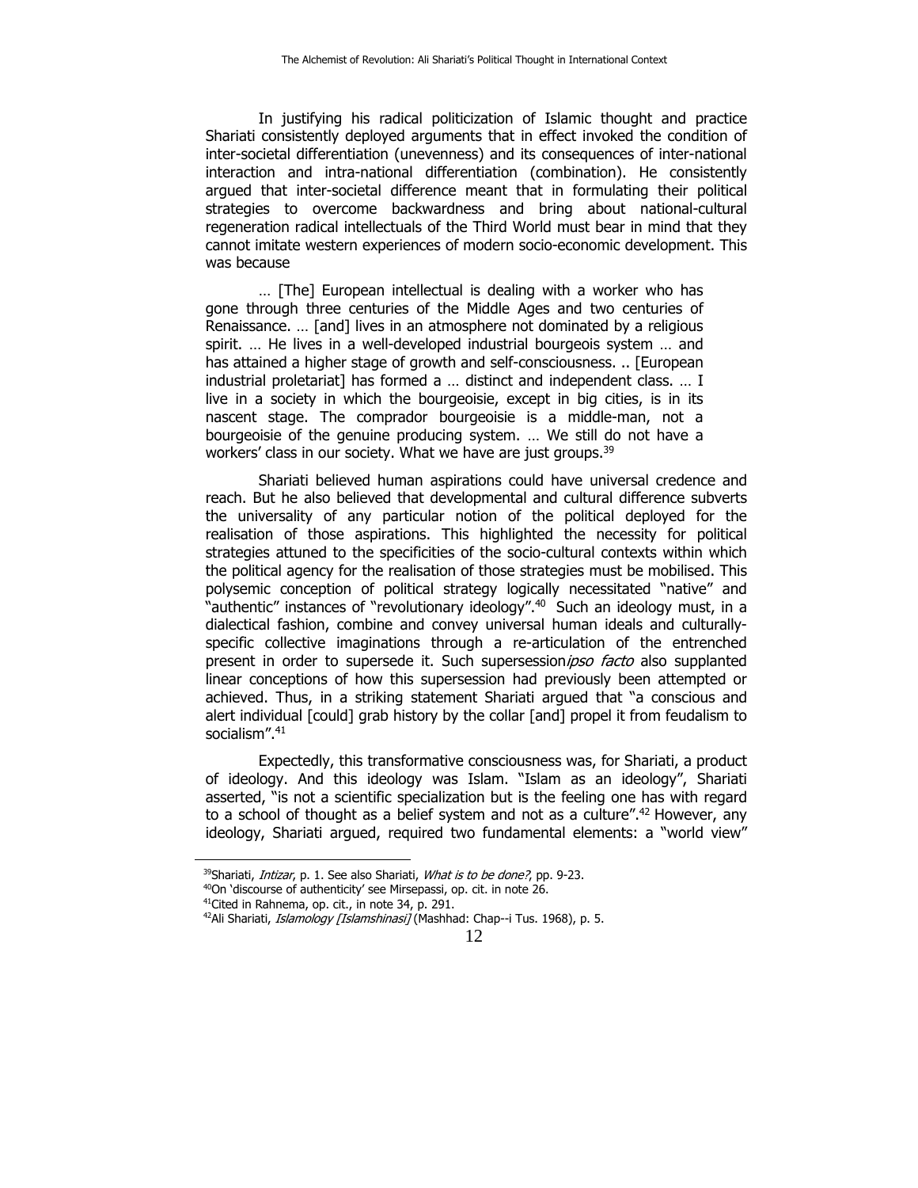In justifying his radical politicization of Islamic thought and practice Shariati consistently deployed arguments that in effect invoked the condition of inter-societal differentiation (unevenness) and its consequences of inter-national interaction and intra-national differentiation (combination). He consistently argued that inter-societal difference meant that in formulating their political strategies to overcome backwardness and bring about national-cultural regeneration radical intellectuals of the Third World must bear in mind that they cannot imitate western experiences of modern socio-economic development. This was because

> … [The] European intellectual is dealing with a worker who has gone through three centuries of the Middle Ages and two centuries of Renaissance. … [and] lives in an atmosphere not dominated by a religious spirit. … He lives in a well-developed industrial bourgeois system … and has attained a higher stage of growth and self-consciousness. .. [European industrial proletariat] has formed a … distinct and independent class. … I live in a society in which the bourgeoisie, except in big cities, is in its nascent stage. The comprador bourgeoisie is a middle-man, not a bourgeoisie of the genuine producing system. … We still do not have a workers' class in our society. What we have are just groups.[39]

Shariati believed human aspirations could have universal credence and reach. But he also believed that developmental and cultural difference subverts the universality of any particular notion of the political deployed for the realisation of those aspirations. This highlighted the necessity for political strategies attuned to the specificities of the socio-cultural contexts within which the political agency for the realisation of those strategies must be mobilised. This polysemic conception of political strategy logically necessitated "native" and "authentic" instances of "revolutionary ideology".[40] Such an ideology must, in a dialectical fashion, combine and convey universal human ideals and culturally-specific collective imaginations through a re-articulation of the entrenched present in order to supersede it. Such supersession*ipso facto* also supplanted linear conceptions of how this supersession had previously been attempted or achieved. Thus, in a striking statement Shariati argued that "a conscious and alert individual [could] grab history by the collar [and] propel it from feudalism to socialism".[41]

Expectedly, this transformative consciousness was, for Shariati, a product of ideology. And this ideology was Islam. "Islam as an ideology", Shariati asserted, "is not a scientific specialization but is the feeling one has with regard to a school of thought as a belief system and not as a culture".[42] However, any ideology, Shariati argued, required two fundamental elements: a "world view"

---

[39]Shariati, *Intizar*, p. 1. See also Shariati, *What is to be done?*, pp. 9-23.

[40]On 'discourse of authenticity' see Mirsepassi, op. cit. in note 26.

[41]Cited in Rahnema, op. cit., in note 34, p. 291.

[42]Ali Shariati, *Islamology [Islamshinasi]* (Mashhad: Chap--i Tus. 1968), p. 5.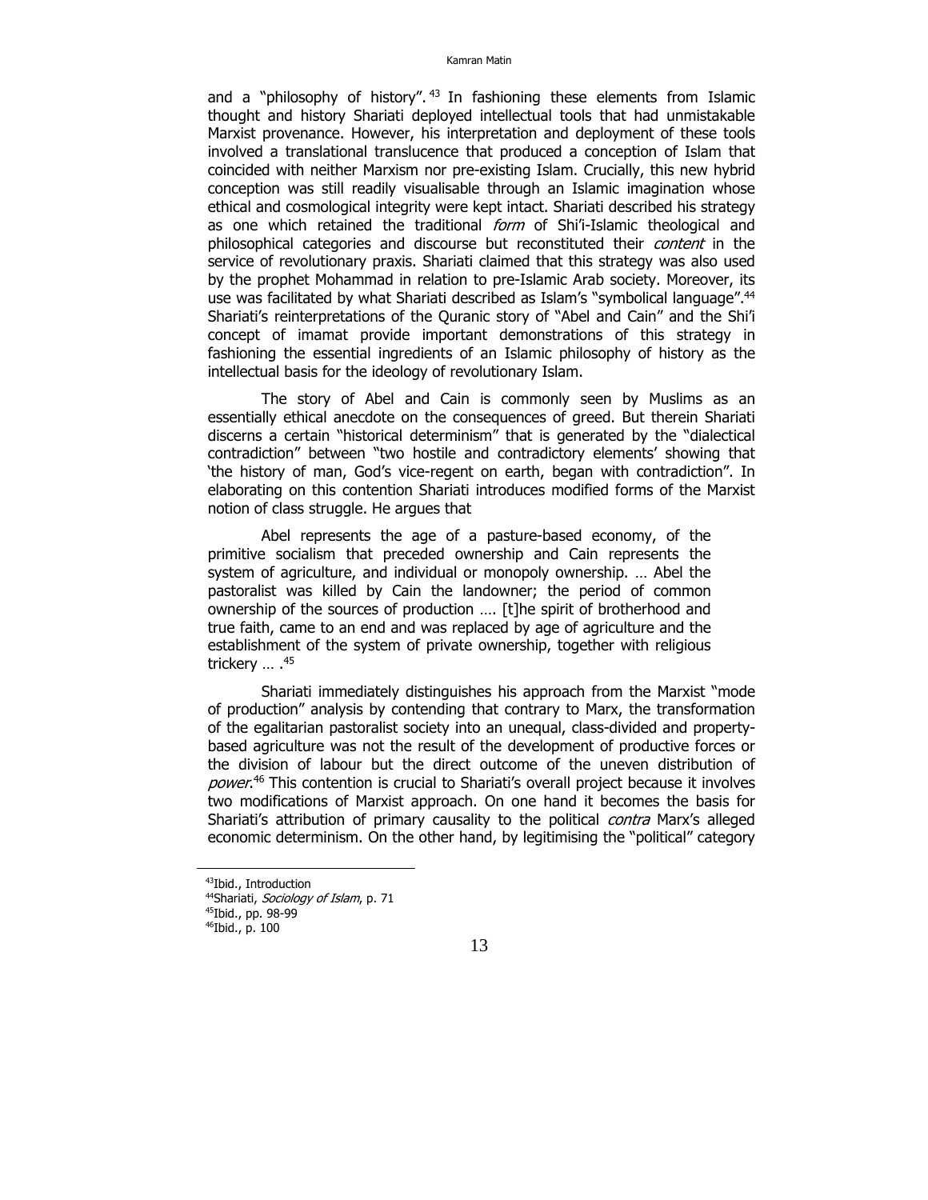and a "philosophy of history".[43] In fashioning these elements from Islamic thought and history Shariati deployed intellectual tools that had unmistakable Marxist provenance. However, his interpretation and deployment of these tools involved a translational translucence that produced a conception of Islam that coincided with neither Marxism nor pre-existing Islam. Crucially, this new hybrid conception was still readily visualisable through an Islamic imagination whose ethical and cosmological integrity were kept intact. Shariati described his strategy as one which retained the traditional *form* of Shi'i-Islamic theological and philosophical categories and discourse but reconstituted their *content* in the service of revolutionary praxis. Shariati claimed that this strategy was also used by the prophet Mohammad in relation to pre-Islamic Arab society. Moreover, its use was facilitated by what Shariati described as Islam's "symbolical language".[44] Shariati's reinterpretations of the Quranic story of "Abel and Cain" and the Shi'i concept of imamat provide important demonstrations of this strategy in fashioning the essential ingredients of an Islamic philosophy of history as the intellectual basis for the ideology of revolutionary Islam.

The story of Abel and Cain is commonly seen by Muslims as an essentially ethical anecdote on the consequences of greed. But therein Shariati discerns a certain "historical determinism" that is generated by the "dialectical contradiction" between "two hostile and contradictory elements' showing that 'the history of man, God's vice-regent on earth, began with contradiction". In elaborating on this contention Shariati introduces modified forms of the Marxist notion of class struggle. He argues that

> Abel represents the age of a pasture-based economy, of the primitive socialism that preceded ownership and Cain represents the system of agriculture, and individual or monopoly ownership. … Abel the pastoralist was killed by Cain the landowner; the period of common ownership of the sources of production …. [t]he spirit of brotherhood and true faith, came to an end and was replaced by age of agriculture and the establishment of the system of private ownership, together with religious trickery … .[45]

Shariati immediately distinguishes his approach from the Marxist "mode of production" analysis by contending that contrary to Marx, the transformation of the egalitarian pastoralist society into an unequal, class-divided and property-based agriculture was not the result of the development of productive forces or the division of labour but the direct outcome of the uneven distribution of *power*.[46] This contention is crucial to Shariati's overall project because it involves two modifications of Marxist approach. On one hand it becomes the basis for Shariati's attribution of primary causality to the political *contra* Marx's alleged economic determinism. On the other hand, by legitimising the "political" category

---

[43] Ibid., Introduction
[44] Shariati, *Sociology of Islam*, p. 71
[45] Ibid., pp. 98-99
[46] Ibid., p. 100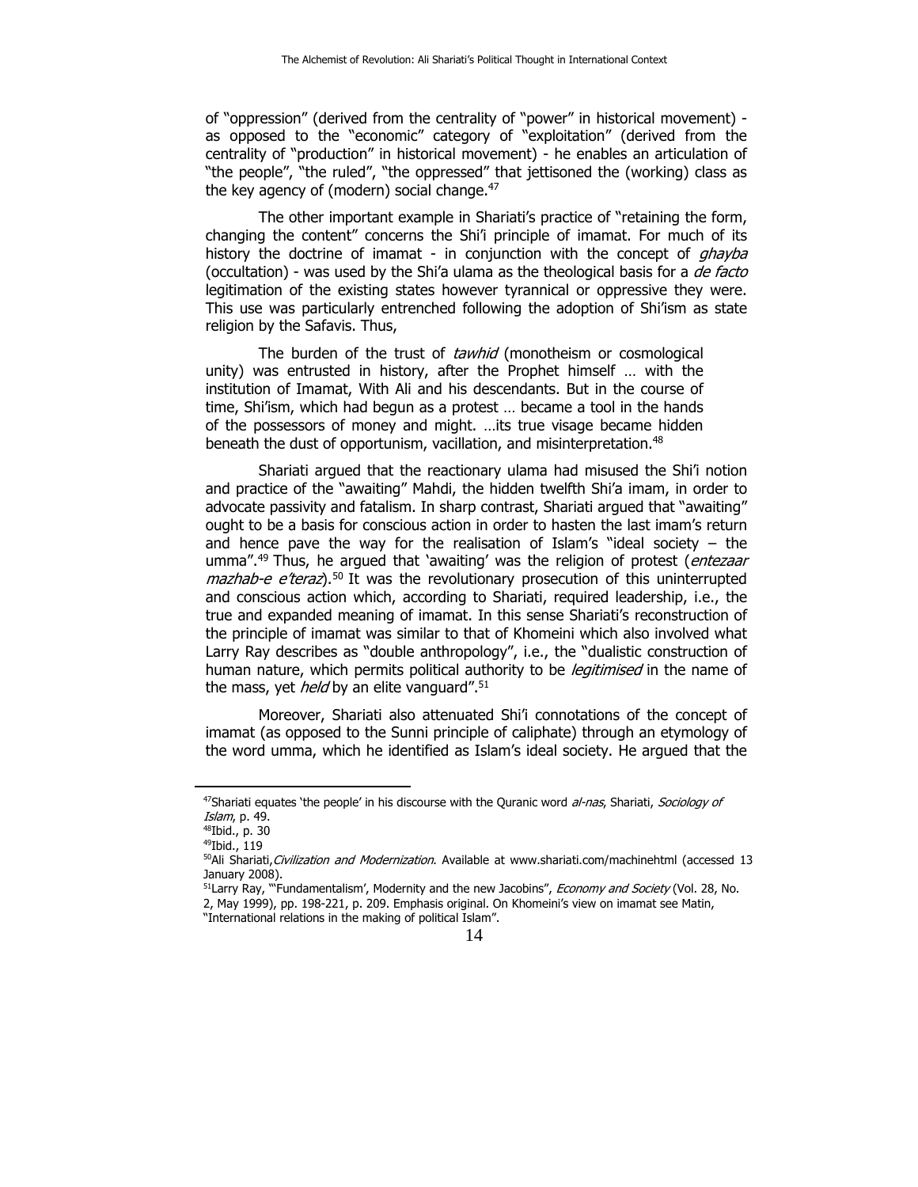of "oppression" (derived from the centrality of "power" in historical movement) - as opposed to the "economic" category of "exploitation" (derived from the centrality of "production" in historical movement) - he enables an articulation of "the people", "the ruled", "the oppressed" that jettisoned the (working) class as the key agency of (modern) social change.[47]

The other important example in Shariati's practice of "retaining the form, changing the content" concerns the Shi'i principle of imamat. For much of its history the doctrine of imamat - in conjunction with the concept of *ghayba* (occultation) - was used by the Shi'a ulama as the theological basis for a *de facto* legitimation of the existing states however tyrannical or oppressive they were. This use was particularly entrenched following the adoption of Shi'ism as state religion by the Safavis. Thus,

> The burden of the trust of *tawhid* (monotheism or cosmological unity) was entrusted in history, after the Prophet himself … with the institution of Imamat, With Ali and his descendants. But in the course of time, Shi'ism, which had begun as a protest … became a tool in the hands of the possessors of money and might. …its true visage became hidden beneath the dust of opportunism, vacillation, and misinterpretation.[48]

Shariati argued that the reactionary ulama had misused the Shi'i notion and practice of the "awaiting" Mahdi, the hidden twelfth Shi'a imam, in order to advocate passivity and fatalism. In sharp contrast, Shariati argued that "awaiting" ought to be a basis for conscious action in order to hasten the last imam's return and hence pave the way for the realisation of Islam's "ideal society – the umma".[49] Thus, he argued that 'awaiting' was the religion of protest (*entezaar mazhab-e e'teraz*).[50] It was the revolutionary prosecution of this uninterrupted and conscious action which, according to Shariati, required leadership, i.e., the true and expanded meaning of imamat. In this sense Shariati's reconstruction of the principle of imamat was similar to that of Khomeini which also involved what Larry Ray describes as "double anthropology", i.e., the "dualistic construction of human nature, which permits political authority to be *legitimised* in the name of the mass, yet *held* by an elite vanguard".[51]

Moreover, Shariati also attenuated Shi'i connotations of the concept of imamat (as opposed to the Sunni principle of caliphate) through an etymology of the word umma, which he identified as Islam's ideal society. He argued that the

---

[47] Shariati equates 'the people' in his discourse with the Quranic word *al-nas*, Shariati, *Sociology of Islam*, p. 49.

[48] Ibid., p. 30

[49] Ibid., 119

[50] Ali Shariati, *Civilization and Modernization*. Available at www.shariati.com/machinehtml (accessed 13 January 2008).

[51] Larry Ray, "'Fundamentalism', Modernity and the new Jacobins", *Economy and Society* (Vol. 28, No. 2, May 1999), pp. 198-221, p. 209. Emphasis original. On Khomeini's view on imamat see Matin, "International relations in the making of political Islam".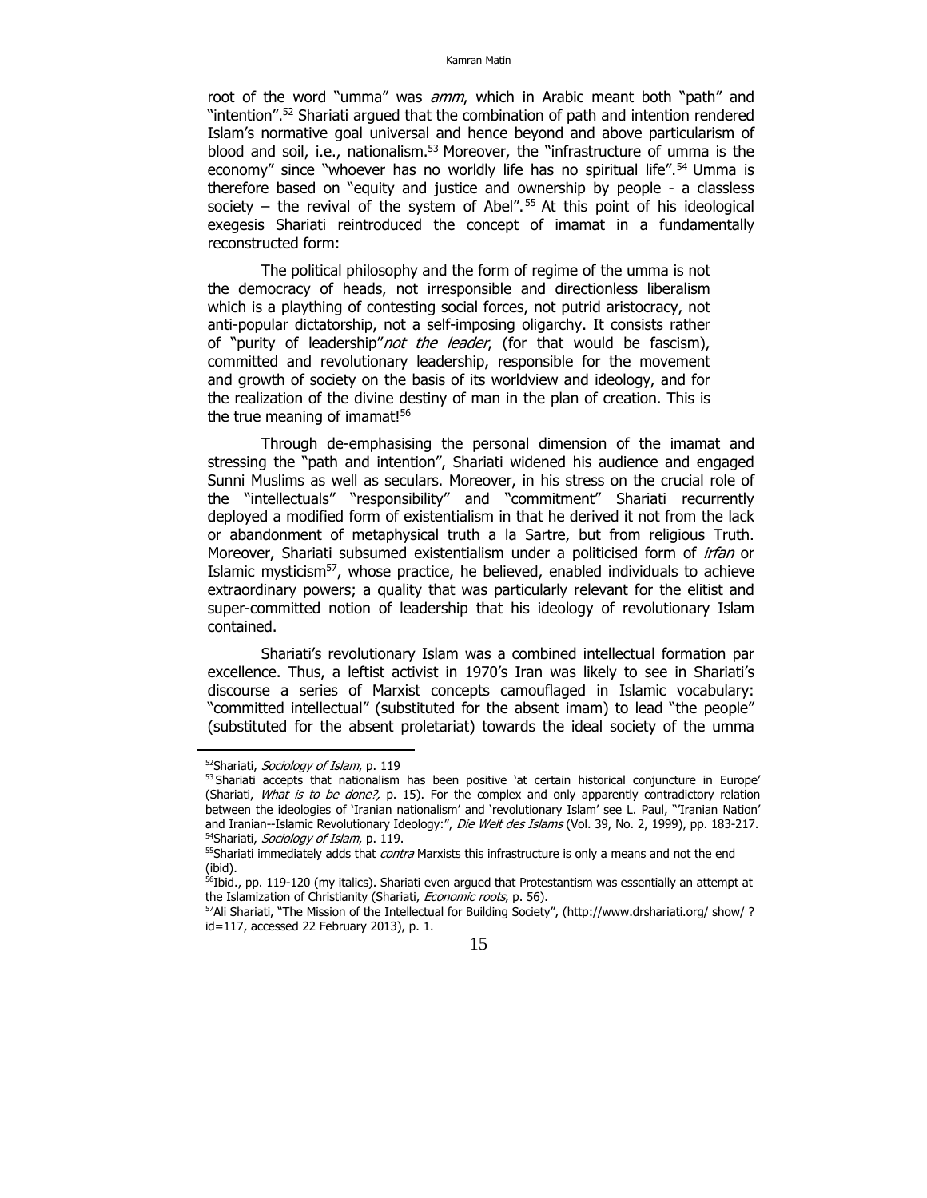root of the word "umma" was *amm*, which in Arabic meant both "path" and "intention".[52] Shariati argued that the combination of path and intention rendered Islam's normative goal universal and hence beyond and above particularism of blood and soil, i.e., nationalism.[53] Moreover, the "infrastructure of umma is the economy" since "whoever has no worldly life has no spiritual life".[54] Umma is therefore based on "equity and justice and ownership by people - a classless society – the revival of the system of Abel".[55] At this point of his ideological exegesis Shariati reintroduced the concept of imamat in a fundamentally reconstructed form:

> The political philosophy and the form of regime of the umma is not the democracy of heads, not irresponsible and directionless liberalism which is a plaything of contesting social forces, not putrid aristocracy, not anti-popular dictatorship, not a self-imposing oligarchy. It consists rather of "purity of leadership"*not the leader*, (for that would be fascism), committed and revolutionary leadership, responsible for the movement and growth of society on the basis of its worldview and ideology, and for the realization of the divine destiny of man in the plan of creation. This is the true meaning of imamat![56]

Through de-emphasising the personal dimension of the imamat and stressing the "path and intention", Shariati widened his audience and engaged Sunni Muslims as well as seculars. Moreover, in his stress on the crucial role of the "intellectuals" "responsibility" and "commitment" Shariati recurrently deployed a modified form of existentialism in that he derived it not from the lack or abandonment of metaphysical truth a la Sartre, but from religious Truth. Moreover, Shariati subsumed existentialism under a politicised form of *irfan* or Islamic mysticism[57], whose practice, he believed, enabled individuals to achieve extraordinary powers; a quality that was particularly relevant for the elitist and super-committed notion of leadership that his ideology of revolutionary Islam contained.

Shariati's revolutionary Islam was a combined intellectual formation par excellence. Thus, a leftist activist in 1970's Iran was likely to see in Shariati's discourse a series of Marxist concepts camouflaged in Islamic vocabulary: "committed intellectual" (substituted for the absent imam) to lead "the people" (substituted for the absent proletariat) towards the ideal society of the umma

---

[52] Shariati, *Sociology of Islam*, p. 119

[53] Shariati accepts that nationalism has been positive 'at certain historical conjuncture in Europe' (Shariati, *What is to be done?,* p. 15). For the complex and only apparently contradictory relation between the ideologies of 'Iranian nationalism' and 'revolutionary Islam' see L. Paul, "'Iranian Nation' and Iranian--Islamic Revolutionary Ideology:", *Die Welt des Islams* (Vol. 39, No. 2, 1999), pp. 183-217.

[54] Shariati, *Sociology of Islam*, p. 119.

[55] Shariati immediately adds that *contra* Marxists this infrastructure is only a means and not the end (ibid).

[56] Ibid., pp. 119-120 (my italics). Shariati even argued that Protestantism was essentially an attempt at the Islamization of Christianity (Shariati, *Economic roots*, p. 56).

[57] Ali Shariati, "The Mission of the Intellectual for Building Society", (http://www.drshariati.org/ show/ ? id=117, accessed 22 February 2013), p. 1.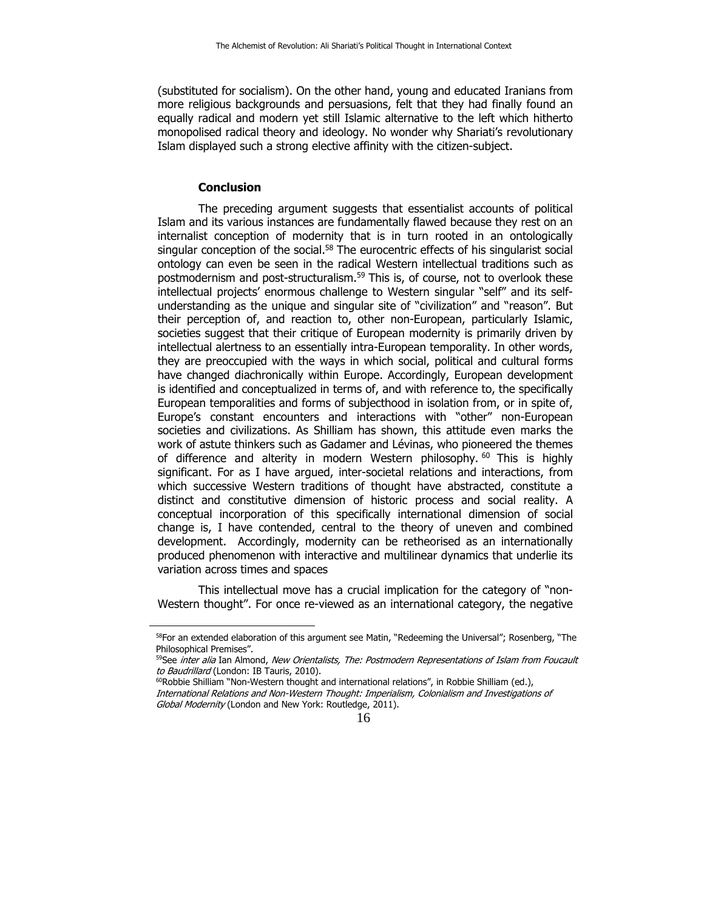(substituted for socialism). On the other hand, young and educated Iranians from more religious backgrounds and persuasions, felt that they had finally found an equally radical and modern yet still Islamic alternative to the left which hitherto monopolised radical theory and ideology. No wonder why Shariati's revolutionary Islam displayed such a strong elective affinity with the citizen-subject.

## Conclusion

The preceding argument suggests that essentialist accounts of political Islam and its various instances are fundamentally flawed because they rest on an internalist conception of modernity that is in turn rooted in an ontologically singular conception of the social.[58] The eurocentric effects of his singularist social ontology can even be seen in the radical Western intellectual traditions such as postmodernism and post-structuralism.[59] This is, of course, not to overlook these intellectual projects' enormous challenge to Western singular "self" and its self-understanding as the unique and singular site of "civilization" and "reason". But their perception of, and reaction to, other non-European, particularly Islamic, societies suggest that their critique of European modernity is primarily driven by intellectual alertness to an essentially intra-European temporality. In other words, they are preoccupied with the ways in which social, political and cultural forms have changed diachronically within Europe. Accordingly, European development is identified and conceptualized in terms of, and with reference to, the specifically European temporalities and forms of subjecthood in isolation from, or in spite of, Europe's constant encounters and interactions with "other" non-European societies and civilizations. As Shilliam has shown, this attitude even marks the work of astute thinkers such as Gadamer and Lévinas, who pioneered the themes of difference and alterity in modern Western philosophy.[60] This is highly significant. For as I have argued, inter-societal relations and interactions, from which successive Western traditions of thought have abstracted, constitute a distinct and constitutive dimension of historic process and social reality. A conceptual incorporation of this specifically international dimension of social change is, I have contended, central to the theory of uneven and combined development. Accordingly, modernity can be retheorised as an internationally produced phenomenon with interactive and multilinear dynamics that underlie its variation across times and spaces

This intellectual move has a crucial implication for the category of "non-Western thought". For once re-viewed as an international category, the negative

---

[58] For an extended elaboration of this argument see Matin, "Redeeming the Universal"; Rosenberg, "The Philosophical Premises".

[59] See *inter alia* Ian Almond, *New Orientalists, The: Postmodern Representations of Islam from Foucault to Baudrillard* (London: IB Tauris, 2010).

[60] Robbie Shilliam "Non-Western thought and international relations", in Robbie Shilliam (ed.), *International Relations and Non-Western Thought: Imperialism, Colonialism and Investigations of Global Modernity* (London and New York: Routledge, 2011).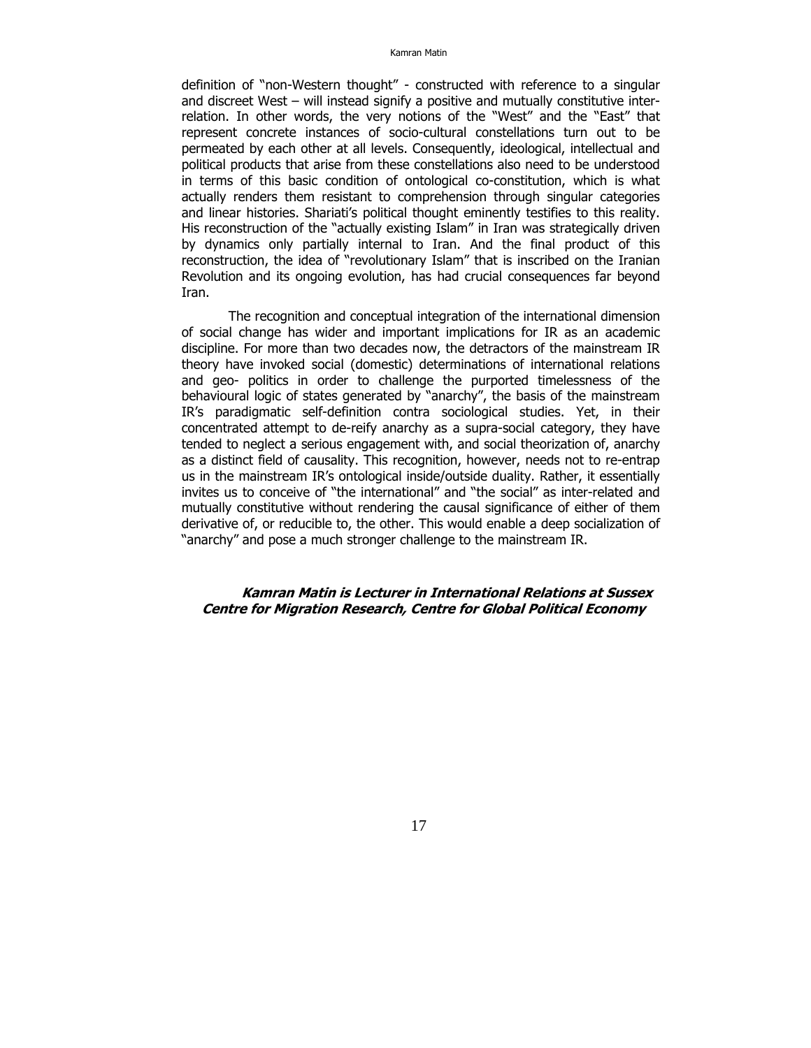definition of "non-Western thought" - constructed with reference to a singular and discreet West – will instead signify a positive and mutually constitutive inter-relation. In other words, the very notions of the "West" and the "East" that represent concrete instances of socio-cultural constellations turn out to be permeated by each other at all levels. Consequently, ideological, intellectual and political products that arise from these constellations also need to be understood in terms of this basic condition of ontological co-constitution, which is what actually renders them resistant to comprehension through singular categories and linear histories. Shariati's political thought eminently testifies to this reality. His reconstruction of the "actually existing Islam" in Iran was strategically driven by dynamics only partially internal to Iran. And the final product of this reconstruction, the idea of "revolutionary Islam" that is inscribed on the Iranian Revolution and its ongoing evolution, has had crucial consequences far beyond Iran.

The recognition and conceptual integration of the international dimension of social change has wider and important implications for IR as an academic discipline. For more than two decades now, the detractors of the mainstream IR theory have invoked social (domestic) determinations of international relations and geo- politics in order to challenge the purported timelessness of the behavioural logic of states generated by "anarchy", the basis of the mainstream IR's paradigmatic self-definition contra sociological studies. Yet, in their concentrated attempt to de-reify anarchy as a supra-social category, they have tended to neglect a serious engagement with, and social theorization of, anarchy as a distinct field of causality. This recognition, however, needs not to re-entrap us in the mainstream IR's ontological inside/outside duality. Rather, it essentially invites us to conceive of "the international" and "the social" as inter-related and mutually constitutive without rendering the causal significance of either of them derivative of, or reducible to, the other. This would enable a deep socialization of "anarchy" and pose a much stronger challenge to the mainstream IR.

***Kamran Matin is Lecturer in International Relations at Sussex Centre for Migration Research, Centre for Global Political Economy***